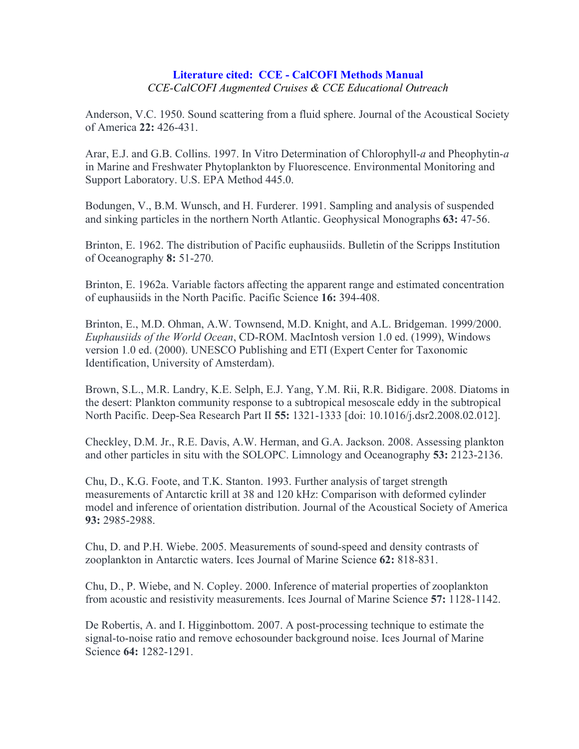# Literature cited: CCE - CalCOFI Methods Manual

*CCE-CalCOFI Augmented Cruises & CCE Educational Outreach*

Anderson, V.C. 1950. Sound scattering from a fluid sphere. Journal of the Acoustical Society of America **22:** 426-431.

Arar, E.J. and G.B. Collins. 1997. In Vitro Determination of Chlorophyll-*a* and Pheophytin-*a* in Marine and Freshwater Phytoplankton by Fluorescence. Environmental Monitoring and Support Laboratory. U.S. EPA Method 445.0.

Bodungen, V., B.M. Wunsch, and H. Furderer. 1991. Sampling and analysis of suspended and sinking particles in the northern North Atlantic. Geophysical Monographs **63:** 47-56.

Brinton, E. 1962. The distribution of Pacific euphausiids. Bulletin of the Scripps Institution of Oceanography **8:** 51-270.

Brinton, E. 1962a. Variable factors affecting the apparent range and estimated concentration of euphausiids in the North Pacific. Pacific Science **16:** 394-408.

Brinton, E., M.D. Ohman, A.W. Townsend, M.D. Knight, and A.L. Bridgeman. 1999/2000. *Euphausiids of the World Ocean*, CD-ROM. MacIntosh version 1.0 ed. (1999), Windows version 1.0 ed. (2000). UNESCO Publishing and ETI (Expert Center for Taxonomic Identification, University of Amsterdam).

Brown, S.L., M.R. Landry, K.E. Selph, E.J. Yang, Y.M. Rii, R.R. Bidigare. 2008. Diatoms in the desert: Plankton community response to a subtropical mesoscale eddy in the subtropical North Pacific. Deep-Sea Research Part II **55:** 1321-1333 [doi: 10.1016/j.dsr2.2008.02.012].

Checkley, D.M. Jr., R.E. Davis, A.W. Herman, and G.A. Jackson. 2008. Assessing plankton and other particles in situ with the SOLOPC. Limnology and Oceanography **53:** 2123-2136.

Chu, D., K.G. Foote, and T.K. Stanton. 1993. Further analysis of target strength measurements of Antarctic krill at 38 and 120 kHz: Comparison with deformed cylinder model and inference of orientation distribution. Journal of the Acoustical Society of America **93:** 2985-2988.

Chu, D. and P.H. Wiebe. 2005. Measurements of sound-speed and density contrasts of zooplankton in Antarctic waters. Ices Journal of Marine Science **62:** 818-831.

Chu, D., P. Wiebe, and N. Copley. 2000. Inference of material properties of zooplankton from acoustic and resistivity measurements. Ices Journal of Marine Science **57:** 1128-1142.

De Robertis, A. and I. Higginbottom. 2007. A post-processing technique to estimate the signal-to-noise ratio and remove echosounder background noise. Ices Journal of Marine Science **64:** 1282-1291.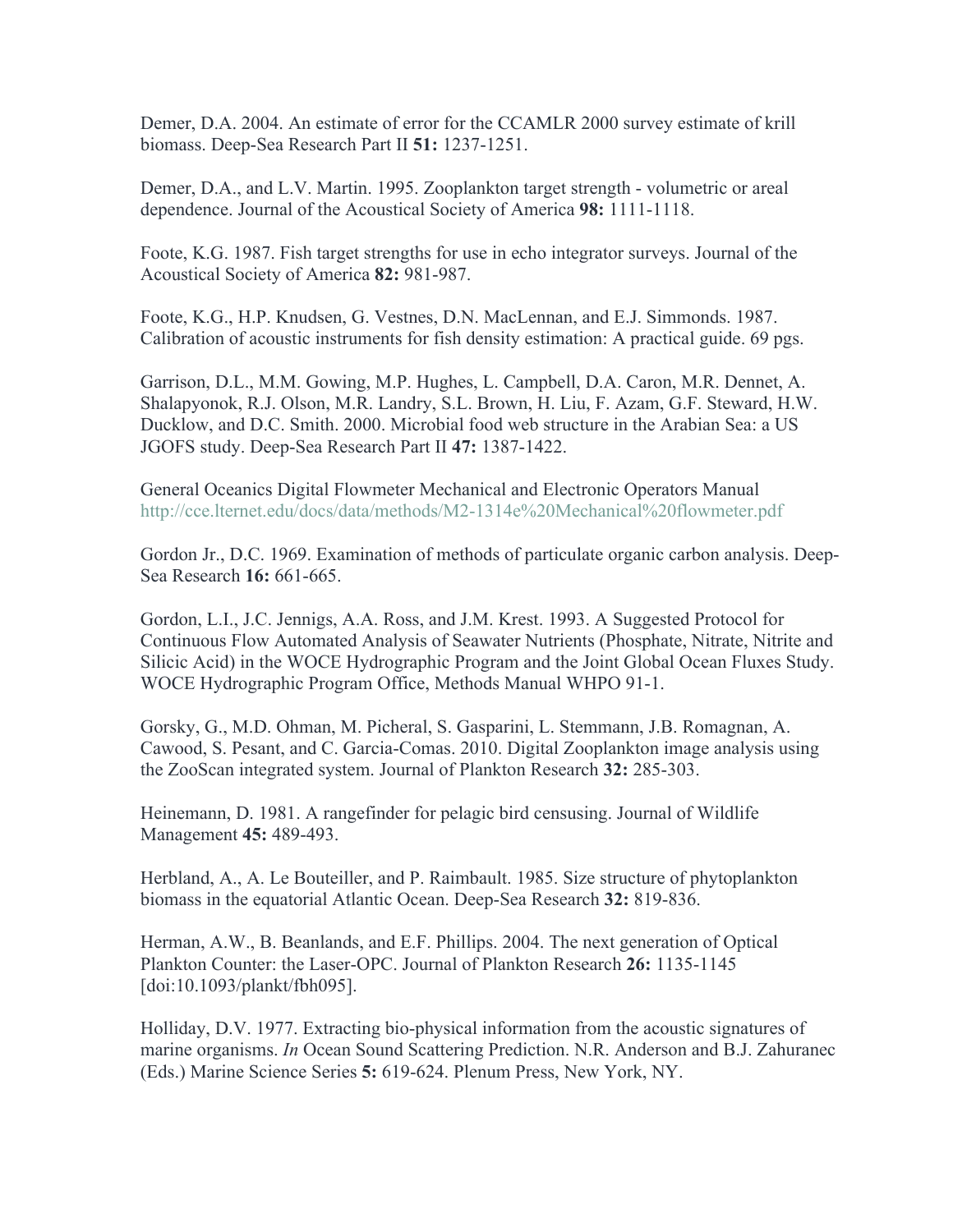Demer, D.A. 2004. An estimate of error for the CCAMLR 2000 survey estimate of krill biomass. Deep-Sea Research Part II **51:** 1237-1251.

Demer, D.A., and L.V. Martin. 1995. Zooplankton target strength - volumetric or areal dependence. Journal of the Acoustical Society of America **98:** 1111-1118.

Foote, K.G. 1987. Fish target strengths for use in echo integrator surveys. Journal of the Acoustical Society of America **82:** 981-987.

Foote, K.G., H.P. Knudsen, G. Vestnes, D.N. MacLennan, and E.J. Simmonds. 1987. Calibration of acoustic instruments for fish density estimation: A practical guide. 69 pgs.

Garrison, D.L., M.M. Gowing, M.P. Hughes, L. Campbell, D.A. Caron, M.R. Dennet, A. Shalapyonok, R.J. Olson, M.R. Landry, S.L. Brown, H. Liu, F. Azam, G.F. Steward, H.W. Ducklow, and D.C. Smith. 2000. Microbial food web structure in the Arabian Sea: a US JGOFS study. Deep-Sea Research Part II **47:** 1387-1422.

General Oceanics Digital Flowmeter Mechanical and Electronic Operators Manual http://cce.lternet.edu/docs/data/methods/M2-1314e%20Mechanical%20flowmeter.pdf

Gordon Jr., D.C. 1969. Examination of methods of particulate organic carbon analysis. Deep-Sea Research **16:** 661-665.

Gordon, L.I., J.C. Jennigs, A.A. Ross, and J.M. Krest. 1993. A Suggested Protocol for Continuous Flow Automated Analysis of Seawater Nutrients (Phosphate, Nitrate, Nitrite and Silicic Acid) in the WOCE Hydrographic Program and the Joint Global Ocean Fluxes Study. WOCE Hydrographic Program Office, Methods Manual WHPO 91-1.

Gorsky, G., M.D. Ohman, M. Picheral, S. Gasparini, L. Stemmann, J.B. Romagnan, A. Cawood, S. Pesant, and C. Garcia-Comas. 2010. Digital Zooplankton image analysis using the ZooScan integrated system. Journal of Plankton Research **32:** 285-303.

Heinemann, D. 1981. A rangefinder for pelagic bird censusing. Journal of Wildlife Management **45:** 489-493.

Herbland, A., A. Le Bouteiller, and P. Raimbault. 1985. Size structure of phytoplankton biomass in the equatorial Atlantic Ocean. Deep-Sea Research **32:** 819-836.

Herman, A.W., B. Beanlands, and E.F. Phillips. 2004. The next generation of Optical Plankton Counter: the Laser-OPC. Journal of Plankton Research **26:** 1135-1145 [doi:10.1093/plankt/fbh095].

Holliday, D.V. 1977. Extracting bio-physical information from the acoustic signatures of marine organisms. *In* Ocean Sound Scattering Prediction. N.R. Anderson and B.J. Zahuranec (Eds.) Marine Science Series **5:** 619-624. Plenum Press, New York, NY.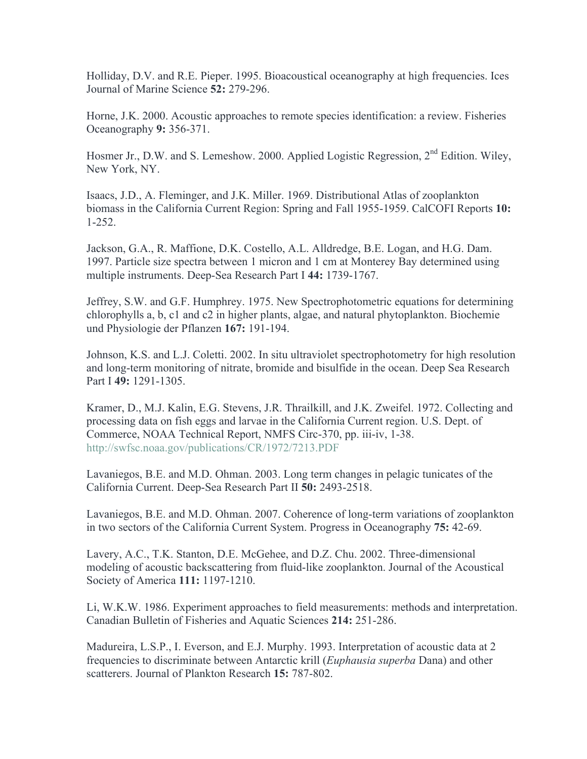Holliday, D.V. and R.E. Pieper. 1995. Bioacoustical oceanography at high frequencies. Ices Journal of Marine Science **52:** 279-296.

Horne, J.K. 2000. Acoustic approaches to remote species identification: a review. Fisheries Oceanography **9:** 356-371.

Hosmer Jr., D.W. and S. Lemeshow. 2000. Applied Logistic Regression, 2nd Edition. Wiley, New York, NY.

Isaacs, J.D., A. Fleminger, and J.K. Miller. 1969. Distributional Atlas of zooplankton biomass in the California Current Region: Spring and Fall 1955-1959. CalCOFI Reports **10:** 1-252.

Jackson, G.A., R. Maffione, D.K. Costello, A.L. Alldredge, B.E. Logan, and H.G. Dam. 1997. Particle size spectra between 1 micron and 1 cm at Monterey Bay determined using multiple instruments. Deep-Sea Research Part I **44:** 1739-1767.

Jeffrey, S.W. and G.F. Humphrey. 1975. New Spectrophotometric equations for determining chlorophylls a, b, c1 and c2 in higher plants, algae, and natural phytoplankton. Biochemie und Physiologie der Pflanzen **167:** 191-194.

Johnson, K.S. and L.J. Coletti. 2002. In situ ultraviolet spectrophotometry for high resolution and long-term monitoring of nitrate, bromide and bisulfide in the ocean. Deep Sea Research Part I **49:** 1291-1305.

Kramer, D., M.J. Kalin, E.G. Stevens, J.R. Thrailkill, and J.K. Zweifel. 1972. Collecting and processing data on fish eggs and larvae in the California Current region. U.S. Dept. of Commerce, NOAA Technical Report, NMFS Circ-370, pp. iii-iv, 1-38. http://swfsc.noaa.gov/publications/CR/1972/7213.PDF

Lavaniegos, B.E. and M.D. Ohman. 2003. Long term changes in pelagic tunicates of the California Current. Deep-Sea Research Part II **50:** 2493-2518.

Lavaniegos, B.E. and M.D. Ohman. 2007. Coherence of long-term variations of zooplankton in two sectors of the California Current System. Progress in Oceanography **75:** 42-69.

Lavery, A.C., T.K. Stanton, D.E. McGehee, and D.Z. Chu. 2002. Three-dimensional modeling of acoustic backscattering from fluid-like zooplankton. Journal of the Acoustical Society of America **111:** 1197-1210.

Li, W.K.W. 1986. Experiment approaches to field measurements: methods and interpretation. Canadian Bulletin of Fisheries and Aquatic Sciences **214:** 251-286.

Madureira, L.S.P., I. Everson, and E.J. Murphy. 1993. Interpretation of acoustic data at 2 frequencies to discriminate between Antarctic krill (*Euphausia superba* Dana) and other scatterers. Journal of Plankton Research **15:** 787-802.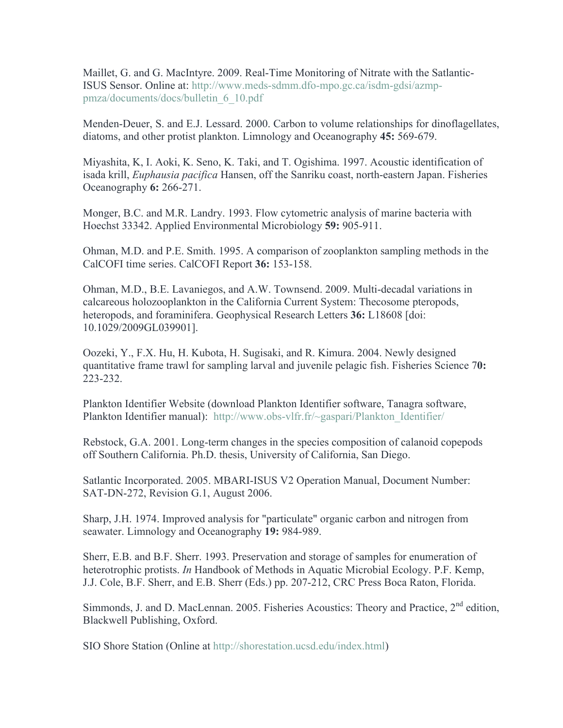Maillet, G. and G. MacIntyre. 2009. Real-Time Monitoring of Nitrate with the Satlantic-ISUS Sensor. Online at: http://www.meds-sdmm.dfo-mpo.gc.ca/isdm-gdsi/azmp-pmza/documents/docs/bulletin_6_10.pdf

Menden-Deuer, S. and E.J. Lessard. 2000. Carbon to volume relationships for dinoflagellates, diatoms, and other protist plankton. Limnology and Oceanography **45:** 569-679.

Miyashita, K, I. Aoki, K. Seno, K. Taki, and T. Ogishima. 1997. Acoustic identification of isada krill, *Euphausia pacifica* Hansen, off the Sanriku coast, north-eastern Japan. Fisheries Oceanography **6:** 266-271.

Monger, B.C. and M.R. Landry. 1993. Flow cytometric analysis of marine bacteria with Hoechst 33342. Applied Environmental Microbiology **59:** 905-911.

Ohman, M.D. and P.E. Smith. 1995. A comparison of zooplankton sampling methods in the CalCOFI time series. CalCOFI Report **36:** 153-158.

Ohman, M.D., B.E. Lavaniegos, and A.W. Townsend. 2009. Multi-decadal variations in calcareous holozooplankton in the California Current System: Thecosome pteropods, heteropods, and foraminifera. Geophysical Research Letters **36:** L18608 [doi: 10.1029/2009GL039901].

Oozeki, Y., F.X. Hu, H. Kubota, H. Sugisaki, and R. Kimura. 2004. Newly designed quantitative frame trawl for sampling larval and juvenile pelagic fish. Fisheries Science 7**0:** 223-232.

Plankton Identifier Website (download Plankton Identifier software, Tanagra software, Plankton Identifier manual): http://www.obs-vlfr.fr/~gaspari/Plankton_Identifier/

Rebstock, G.A. 2001. Long-term changes in the species composition of calanoid copepods off Southern California. Ph.D. thesis, University of California, San Diego.

Satlantic Incorporated. 2005. MBARI-ISUS V2 Operation Manual, Document Number: SAT-DN-272, Revision G.1, August 2006.

Sharp, J.H. 1974. Improved analysis for "particulate" organic carbon and nitrogen from seawater. Limnology and Oceanography **19:** 984-989.

Sherr, E.B. and B.F. Sherr. 1993. Preservation and storage of samples for enumeration of heterotrophic protists. *In* Handbook of Methods in Aquatic Microbial Ecology. P.F. Kemp, J.J. Cole, B.F. Sherr, and E.B. Sherr (Eds.) pp. 207-212, CRC Press Boca Raton, Florida.

Simmonds, J. and D. MacLennan. 2005. Fisheries Acoustics: Theory and Practice, 2nd edition, Blackwell Publishing, Oxford.

SIO Shore Station (Online at http://shorestation.ucsd.edu/index.html)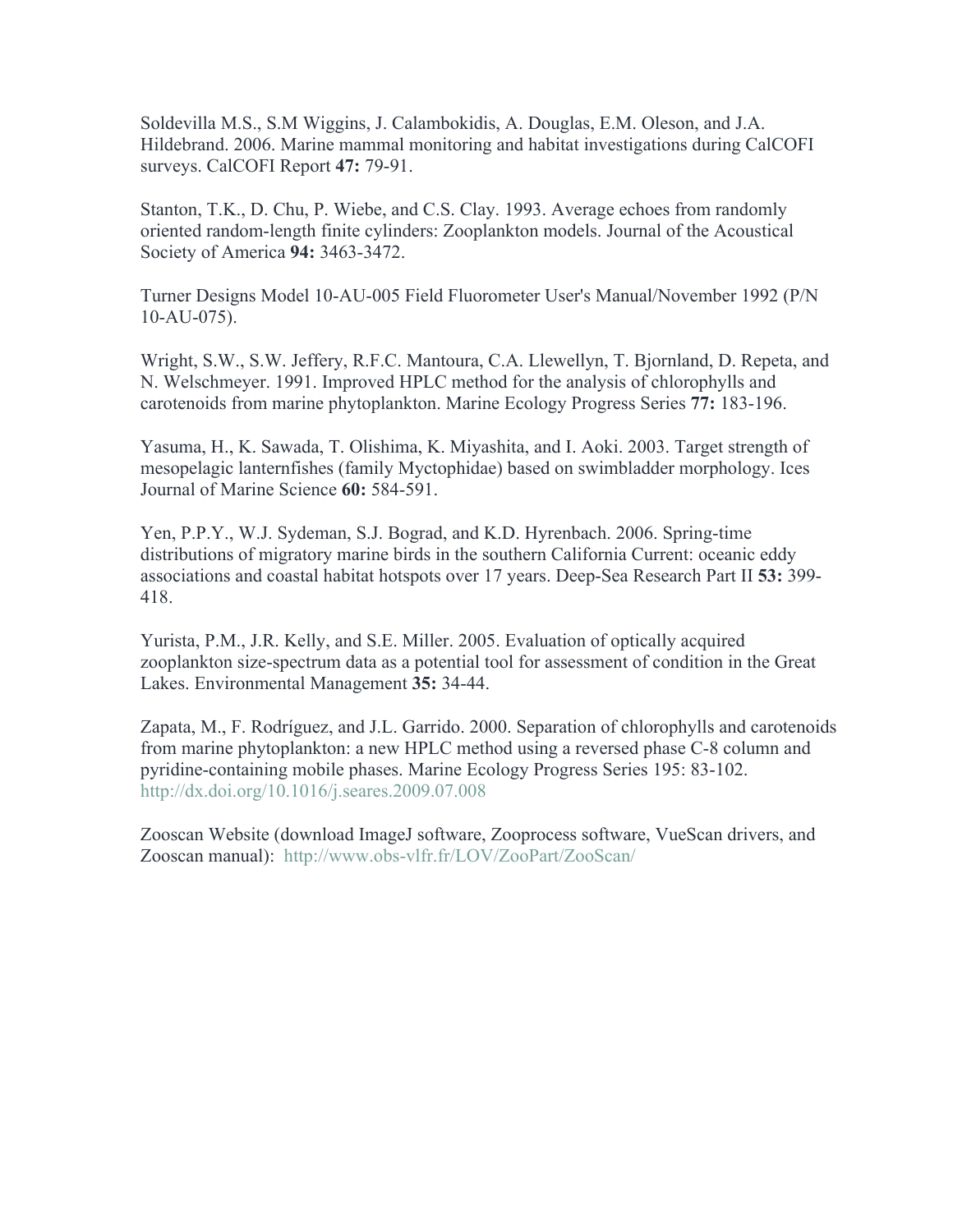Soldevilla M.S., S.M Wiggins, J. Calambokidis, A. Douglas, E.M. Oleson, and J.A. Hildebrand. 2006. Marine mammal monitoring and habitat investigations during CalCOFI surveys. CalCOFI Report **47:** 79-91.

Stanton, T.K., D. Chu, P. Wiebe, and C.S. Clay. 1993. Average echoes from randomly oriented random-length finite cylinders: Zooplankton models. Journal of the Acoustical Society of America **94:** 3463-3472.

Turner Designs Model 10-AU-005 Field Fluorometer User's Manual/November 1992 (P/N 10-AU-075).

Wright, S.W., S.W. Jeffery, R.F.C. Mantoura, C.A. Llewellyn, T. Bjornland, D. Repeta, and N. Welschmeyer. 1991. Improved HPLC method for the analysis of chlorophylls and carotenoids from marine phytoplankton. Marine Ecology Progress Series **77:** 183-196.

Yasuma, H., K. Sawada, T. Olishima, K. Miyashita, and I. Aoki. 2003. Target strength of mesopelagic lanternfishes (family Myctophidae) based on swimbladder morphology. Ices Journal of Marine Science **60:** 584-591.

Yen, P.P.Y., W.J. Sydeman, S.J. Bograd, and K.D. Hyrenbach. 2006. Spring-time distributions of migratory marine birds in the southern California Current: oceanic eddy associations and coastal habitat hotspots over 17 years. Deep-Sea Research Part II **53:** 399-418.

Yurista, P.M., J.R. Kelly, and S.E. Miller. 2005. Evaluation of optically acquired zooplankton size-spectrum data as a potential tool for assessment of condition in the Great Lakes. Environmental Management **35:** 34-44.

Zapata, M., F. Rodríguez, and J.L. Garrido. 2000. Separation of chlorophylls and carotenoids from marine phytoplankton: a new HPLC method using a reversed phase C-8 column and pyridine-containing mobile phases. Marine Ecology Progress Series 195: 83-102. http://dx.doi.org/10.1016/j.seares.2009.07.008

Zooscan Website (download ImageJ software, Zooprocess software, VueScan drivers, and Zooscan manual): http://www.obs-vlfr.fr/LOV/ZooPart/ZooScan/